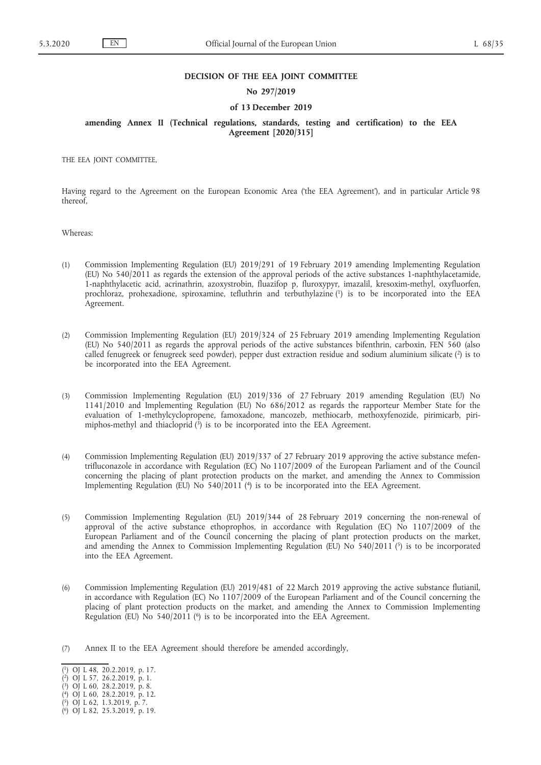**DECISION OF THE EEA JOINT COMMITTEE**

**No 297/2019**

**of 13 December 2019**

**amending Annex II (Technical regulations, standards, testing and certification) to the EEA Agreement [2020/315]**

THE EEA JOINT COMMITTEE,

Having regard to the Agreement on the European Economic Area ('the EEA Agreement'), and in particular Article 98 thereof,

Whereas:

(1) Commission Implementing Regulation (EU) 2019/291 of 19 February 2019 amending Implementing Regulation (EU) No 540/2011 as regards the extension of the approval periods of the active substances 1-naphthylacetamide, 1-naphthylacetic acid, acrinathrin, azoxystrobin, fluazifop p, fluroxypyr, imazalil, kresoxim-methyl, oxyfluorfen, prochloraz, prohexadione, spiroxamine, tefluthrin and terbuthylazine [1] is to be incorporated into the EEA Agreement.

(2) Commission Implementing Regulation (EU) 2019/324 of 25 February 2019 amending Implementing Regulation (EU) No 540/2011 as regards the approval periods of the active substances bifenthrin, carboxin, FEN 560 (also called fenugreek or fenugreek seed powder), pepper dust extraction residue and sodium aluminium silicate [2] is to be incorporated into the EEA Agreement.

(3) Commission Implementing Regulation (EU) 2019/336 of 27 February 2019 amending Regulation (EU) No 1141/2010 and Implementing Regulation (EU) No 686/2012 as regards the rapporteur Member State for the evaluation of 1-methylcyclopropene, famoxadone, mancozeb, methiocarb, methoxyfenozide, pirimicarb, pirimiphos-methyl and thiacloprid [3] is to be incorporated into the EEA Agreement.

(4) Commission Implementing Regulation (EU) 2019/337 of 27 February 2019 approving the active substance mefentrifluconazole in accordance with Regulation (EC) No 1107/2009 of the European Parliament and of the Council concerning the placing of plant protection products on the market, and amending the Annex to Commission Implementing Regulation (EU) No 540/2011 [4] is to be incorporated into the EEA Agreement.

(5) Commission Implementing Regulation (EU) 2019/344 of 28 February 2019 concerning the non-renewal of approval of the active substance ethoprophos, in accordance with Regulation (EC) No 1107/2009 of the European Parliament and of the Council concerning the placing of plant protection products on the market, and amending the Annex to Commission Implementing Regulation (EU) No 540/2011 [5] is to be incorporated into the EEA Agreement.

(6) Commission Implementing Regulation (EU) 2019/481 of 22 March 2019 approving the active substance flutianil, in accordance with Regulation (EC) No 1107/2009 of the European Parliament and of the Council concerning the placing of plant protection products on the market, and amending the Annex to Commission Implementing Regulation (EU) No 540/2011 [6] is to be incorporated into the EEA Agreement.

(7) Annex II to the EEA Agreement should therefore be amended accordingly,

---

[1] OJ L 48, 20.2.2019, p. 17.

[2] OJ L 57, 26.2.2019, p. 1.

[3] OJ L 60, 28.2.2019, p. 8.

[4] OJ L 60, 28.2.2019, p. 12.

[5] OJ L 62, 1.3.2019, p. 7.

[6] OJ L 82, 25.3.2019, p. 19.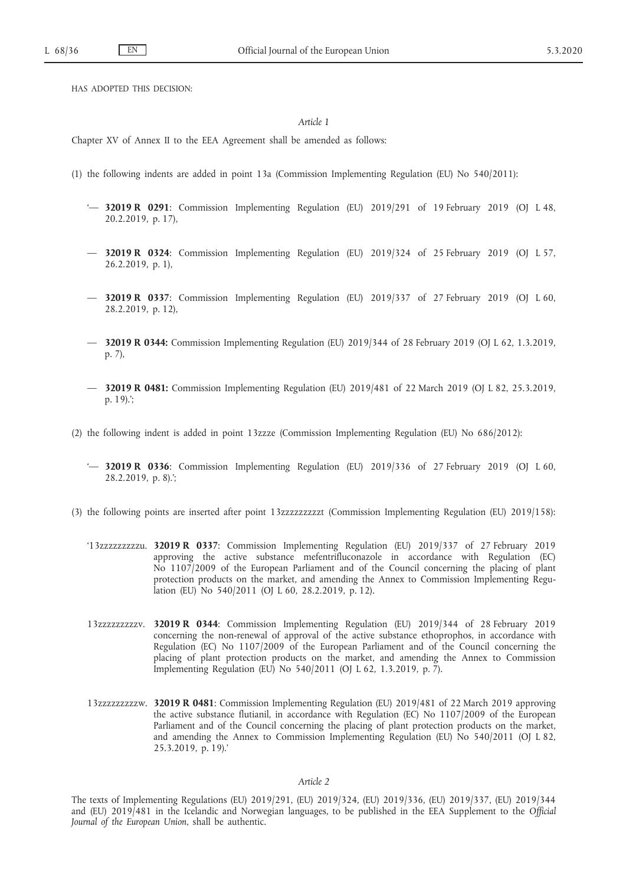HAS ADOPTED THIS DECISION:

*Article 1*

Chapter XV of Annex II to the EEA Agreement shall be amended as follows:

(1) the following indents are added in point 13a (Commission Implementing Regulation (EU) No 540/2011):

'— **32019 R 0291**: Commission Implementing Regulation (EU) 2019/291 of 19 February 2019 (OJ L 48, 20.2.2019, p. 17),

— **32019 R 0324**: Commission Implementing Regulation (EU) 2019/324 of 25 February 2019 (OJ L 57, 26.2.2019, p. 1),

— **32019 R 0337**: Commission Implementing Regulation (EU) 2019/337 of 27 February 2019 (OJ L 60, 28.2.2019, p. 12),

— **32019 R 0344:** Commission Implementing Regulation (EU) 2019/344 of 28 February 2019 (OJ L 62, 1.3.2019, p. 7),

— **32019 R 0481:** Commission Implementing Regulation (EU) 2019/481 of 22 March 2019 (OJ L 82, 25.3.2019, p. 19).';

(2) the following indent is added in point 13zzze (Commission Implementing Regulation (EU) No 686/2012):

'— **32019 R 0336**: Commission Implementing Regulation (EU) 2019/336 of 27 February 2019 (OJ L 60, 28.2.2019, p. 8).';

(3) the following points are inserted after point 13zzzzzzzzzt (Commission Implementing Regulation (EU) 2019/158):

'13zzzzzzzzzu. **32019 R 0337**: Commission Implementing Regulation (EU) 2019/337 of 27 February 2019 approving the active substance mefentrifluconazole in accordance with Regulation (EC) No 1107/2009 of the European Parliament and of the Council concerning the placing of plant protection products on the market, and amending the Annex to Commission Implementing Regulation (EU) No 540/2011 (OJ L 60, 28.2.2019, p. 12).

13zzzzzzzzzv. **32019 R 0344**: Commission Implementing Regulation (EU) 2019/344 of 28 February 2019 concerning the non-renewal of approval of the active substance ethoprophos, in accordance with Regulation (EC) No 1107/2009 of the European Parliament and of the Council concerning the placing of plant protection products on the market, and amending the Annex to Commission Implementing Regulation (EU) No 540/2011 (OJ L 62, 1.3.2019, p. 7).

13zzzzzzzzzw. **32019 R 0481**: Commission Implementing Regulation (EU) 2019/481 of 22 March 2019 approving the active substance flutianil, in accordance with Regulation (EC) No 1107/2009 of the European Parliament and of the Council concerning the placing of plant protection products on the market, and amending the Annex to Commission Implementing Regulation (EU) No 540/2011 (OJ L 82, 25.3.2019, p. 19).'

*Article 2*

The texts of Implementing Regulations (EU) 2019/291, (EU) 2019/324, (EU) 2019/336, (EU) 2019/337, (EU) 2019/344 and (EU) 2019/481 in the Icelandic and Norwegian languages, to be published in the EEA Supplement to the *Official Journal of the European Union*, shall be authentic.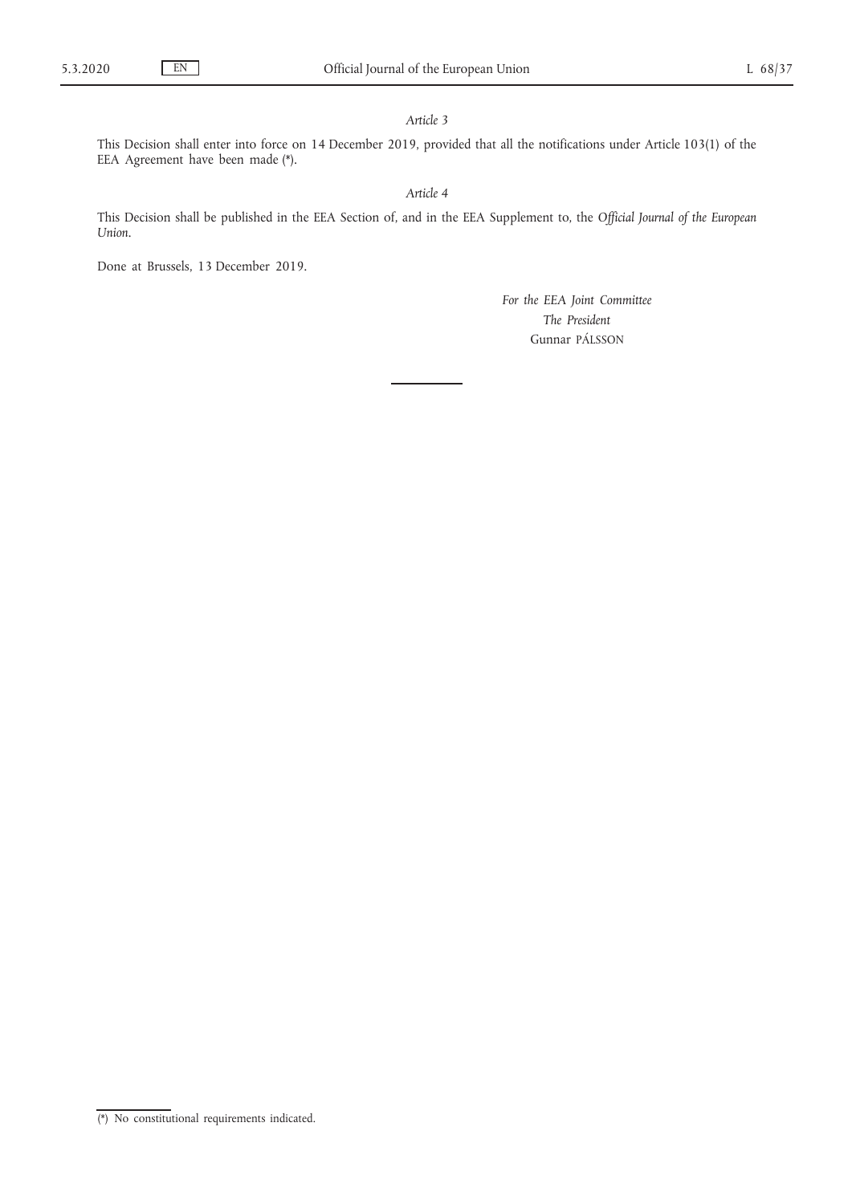*Article 3*

This Decision shall enter into force on 14 December 2019, provided that all the notifications under Article 103(1) of the EEA Agreement have been made (*).

*Article 4*

This Decision shall be published in the EEA Section of, and in the EEA Supplement to, the *Official Journal of the European Union*.

Done at Brussels, 13 December 2019.

*For the EEA Joint Committee*

*The President*

Gunnar PÁLSSON

(*) No constitutional requirements indicated.